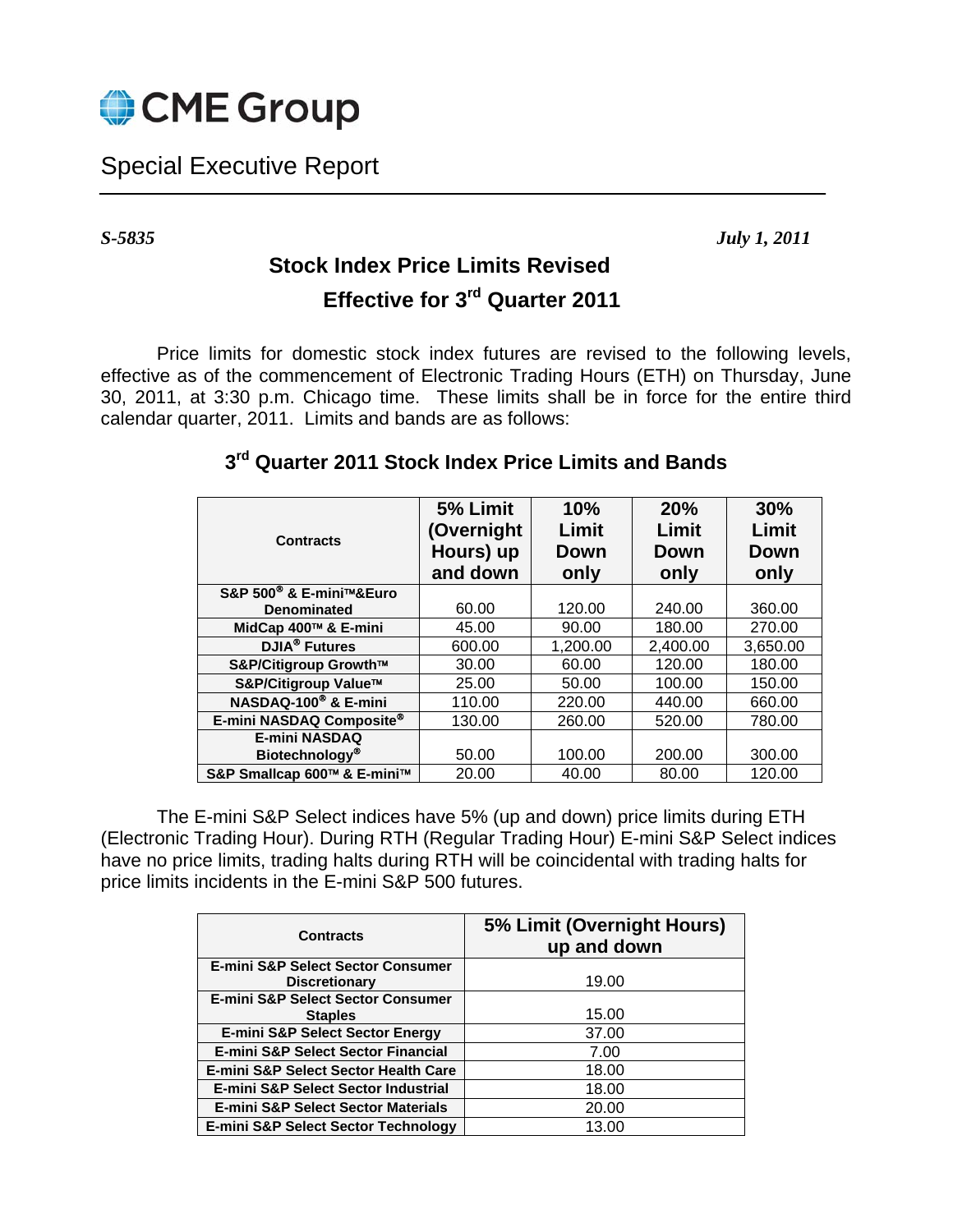CME Group

Special Executive Report

*S-5835* *July 1, 2011*

# Stock Index Price Limits Revised

## Effective for 3rd Quarter 2011

Price limits for domestic stock index futures are revised to the following levels, effective as of the commencement of Electronic Trading Hours (ETH) on Thursday, June 30, 2011, at 3:30 p.m. Chicago time. These limits shall be in force for the entire third calendar quarter, 2011. Limits and bands are as follows:

### 3rd Quarter 2011 Stock Index Price Limits and Bands

| Contracts | 5% Limit (Overnight Hours) up and down | 10% Limit Down only | 20% Limit Down only | 30% Limit Down only |
|---|---|---|---|---|
| S&P 500® & E-mini™&Euro Denominated | 60.00 | 120.00 | 240.00 | 360.00 |
| MidCap 400™ & E-mini | 45.00 | 90.00 | 180.00 | 270.00 |
| DJIA® Futures | 600.00 | 1,200.00 | 2,400.00 | 3,650.00 |
| S&P/Citigroup Growth™ | 30.00 | 60.00 | 120.00 | 180.00 |
| S&P/Citigroup Value™ | 25.00 | 50.00 | 100.00 | 150.00 |
| NASDAQ-100® & E-mini | 110.00 | 220.00 | 440.00 | 660.00 |
| E-mini NASDAQ Composite® | 130.00 | 260.00 | 520.00 | 780.00 |
| E-mini NASDAQ Biotechnology® | 50.00 | 100.00 | 200.00 | 300.00 |
| S&P Smallcap 600™ & E-mini™ | 20.00 | 40.00 | 80.00 | 120.00 |

The E-mini S&P Select indices have 5% (up and down) price limits during ETH (Electronic Trading Hour). During RTH (Regular Trading Hour) E-mini S&P Select indices have no price limits, trading halts during RTH will be coincidental with trading halts for price limits incidents in the E-mini S&P 500 futures.

| Contracts | 5% Limit (Overnight Hours) up and down |
|---|---|
| E-mini S&P Select Sector Consumer Discretionary | 19.00 |
| E-mini S&P Select Sector Consumer Staples | 15.00 |
| E-mini S&P Select Sector Energy | 37.00 |
| E-mini S&P Select Sector Financial | 7.00 |
| E-mini S&P Select Sector Health Care | 18.00 |
| E-mini S&P Select Sector Industrial | 18.00 |
| E-mini S&P Select Sector Materials | 20.00 |
| E-mini S&P Select Sector Technology | 13.00 |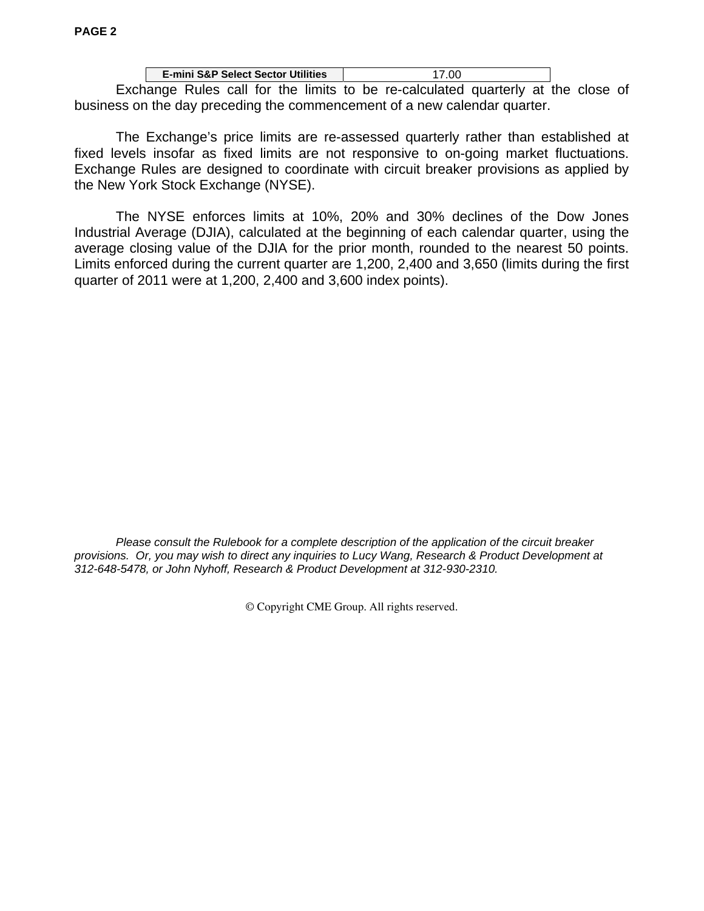| | |
|---|---|
| **E-mini S&P Select Sector Utilities** | 17.00 |

Exchange Rules call for the limits to be re-calculated quarterly at the close of business on the day preceding the commencement of a new calendar quarter.

The Exchange's price limits are re-assessed quarterly rather than established at fixed levels insofar as fixed limits are not responsive to on-going market fluctuations. Exchange Rules are designed to coordinate with circuit breaker provisions as applied by the New York Stock Exchange (NYSE).

The NYSE enforces limits at 10%, 20% and 30% declines of the Dow Jones Industrial Average (DJIA), calculated at the beginning of each calendar quarter, using the average closing value of the DJIA for the prior month, rounded to the nearest 50 points. Limits enforced during the current quarter are 1,200, 2,400 and 3,650 (limits during the first quarter of 2011 were at 1,200, 2,400 and 3,600 index points).

*Please consult the Rulebook for a complete description of the application of the circuit breaker provisions. Or, you may wish to direct any inquiries to Lucy Wang, Research & Product Development at 312-648-5478, or John Nyhoff, Research & Product Development at 312-930-2310.*

© Copyright CME Group. All rights reserved.